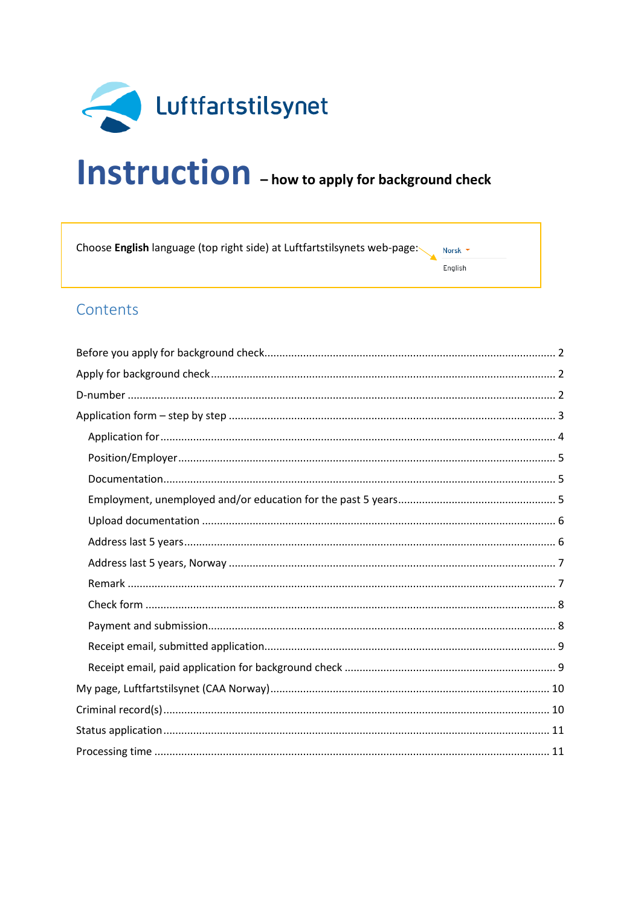Luftfartstilsynet

# Instruction – how to apply for background check

Choose **English** language (top right side) at Luftfartstilsynets web-page:

Norsk
English

## Contents

- Before you apply for background check ... 2
- Apply for background check ... 2
- D-number ... 2
- Application form – step by step ... 3
  - Application for ... 4
  - Position/Employer ... 5
  - Documentation ... 5
  - Employment, unemployed and/or education for the past 5 years ... 5
  - Upload documentation ... 6
  - Address last 5 years ... 6
  - Address last 5 years, Norway ... 7
  - Remark ... 7
  - Check form ... 8
  - Payment and submission ... 8
  - Receipt email, submitted application ... 9
  - Receipt email, paid application for background check ... 9
- My page, Luftfartstilsynet (CAA Norway) ... 10
- Criminal record(s) ... 10
- Status application ... 11
- Processing time ... 11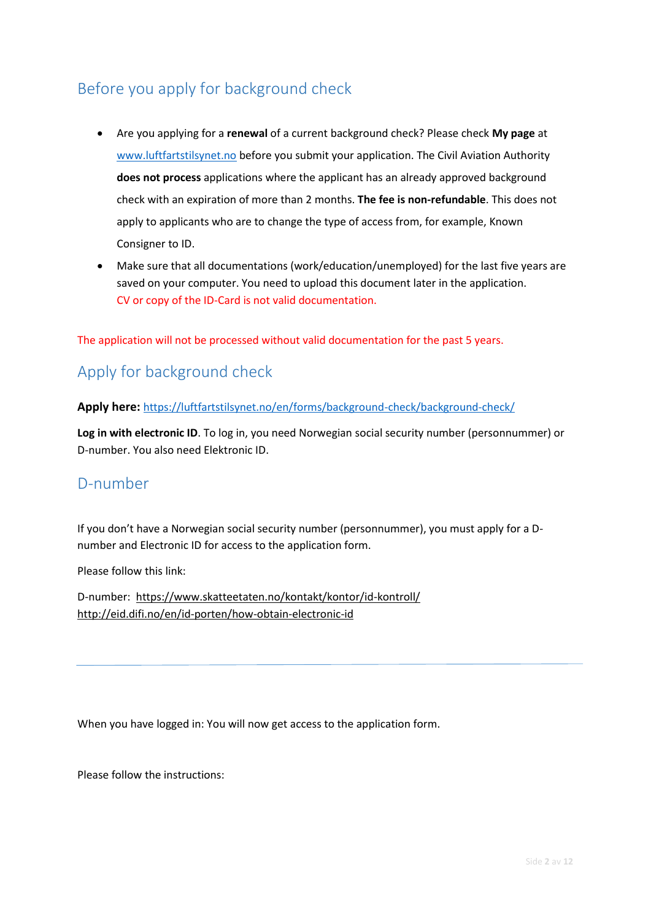## Before you apply for background check

- Are you applying for a **renewal** of a current background check? Please check **My page** at [www.luftfartstilsynet.no](http://www.luftfartstilsynet.no) before you submit your application. The Civil Aviation Authority **does not process** applications where the applicant has an already approved background check with an expiration of more than 2 months. **The fee is non-refundable**. This does not apply to applicants who are to change the type of access from, for example, Known Consigner to ID.
- Make sure that all documentations (work/education/unemployed) for the last five years are saved on your computer. You need to upload this document later in the application.
  CV or copy of the ID-Card is not valid documentation.

The application will not be processed without valid documentation for the past 5 years.

## Apply for background check

**Apply here:** https://luftfartstilsynet.no/en/forms/background-check/background-check/

**Log in with electronic ID**. To log in, you need Norwegian social security number (personnummer) or D-number. You also need Elektronic ID.

## D-number

If you don't have a Norwegian social security number (personnummer), you must apply for a D-number and Electronic ID for access to the application form.

Please follow this link:

D-number: https://www.skatteetaten.no/kontakt/kontor/id-kontroll/
http://eid.difi.no/en/id-porten/how-obtain-electronic-id

---

When you have logged in: You will now get access to the application form.

Please follow the instructions: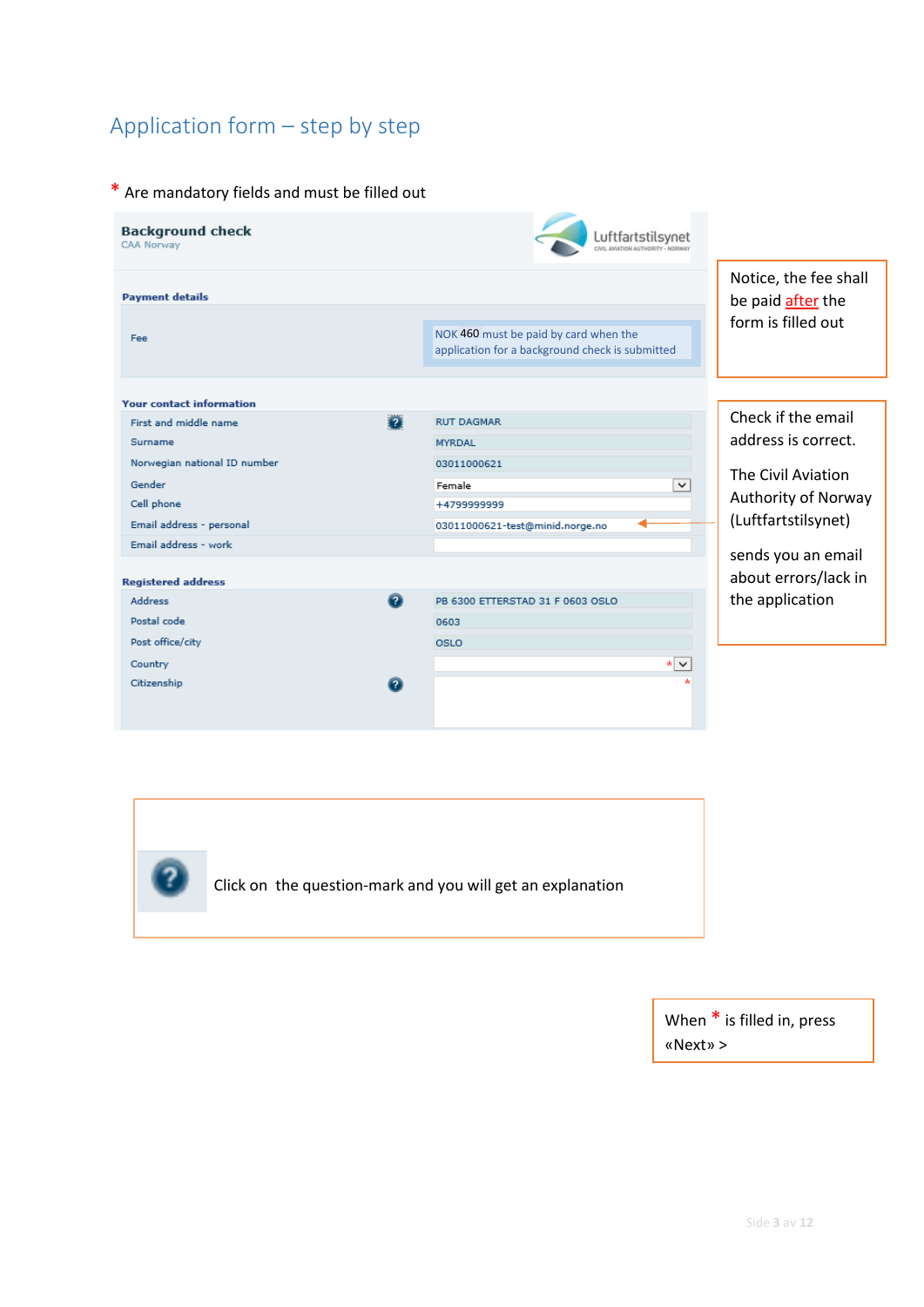# Application form – step by step

\* Are mandatory fields and must be filled out

**Background check**
CAA Norway

Luftfartstilsynet
CIVIL AVIATION AUTHORITY - NORWAY

**Payment details**

| Fee | NOK 460 must be paid by card when the application for a background check is submitted |
|---|---|

**Your contact information**

| Field | Value |
|---|---|
| First and middle name | RUT DAGMAR |
| Surname | MYRDAL |
| Norwegian national ID number | 03011000621 |
| Gender | Female |
| Cell phone | +4799999999 |
| Email address - personal | 03011000621-test@minid.norge.no |
| Email address - work | |

**Registered address**

| Field | Value |
|---|---|
| Address | PB 6300 ETTERSTAD 31 F 0603 OSLO |
| Postal code | 0603 |
| Post office/city | OSLO |
| Country | * |
| Citizenship | * |

Notice, the fee shall be paid after the form is filled out

Check if the email address is correct.

The Civil Aviation Authority of Norway (Luftfartstilsynet)

sends you an email about errors/lack in the application

Click on the question-mark and you will get an explanation

When * is filled in, press «Next» >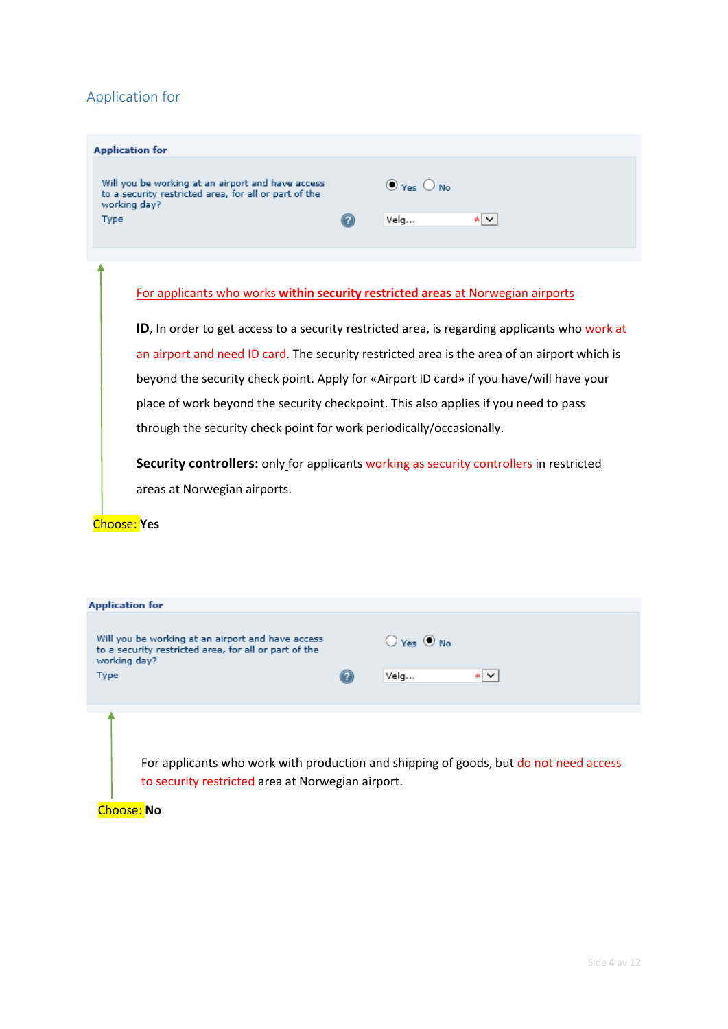## Application for

**Application for**

Will you be working at an airport and have access to a security restricted area, for all or part of the working day? ◉ Yes ○ No

Type — Velg... *

For applicants who works **within security restricted areas** at Norwegian airports

**ID**, In order to get access to a security restricted area, is regarding applicants who work at an airport and need ID card. The security restricted area is the area of an airport which is beyond the security check point. Apply for «Airport ID card» if you have/will have your place of work beyond the security checkpoint. This also applies if you need to pass through the security check point for work periodically/occasionally.

**Security controllers:** only for applicants working as security controllers in restricted areas at Norwegian airports.

Choose: **Yes**

**Application for**

Will you be working at an airport and have access to a security restricted area, for all or part of the working day? ○ Yes ◉ No

Type — Velg... *

For applicants who work with production and shipping of goods, but do not need access to security restricted area at Norwegian airport.

Choose: **No**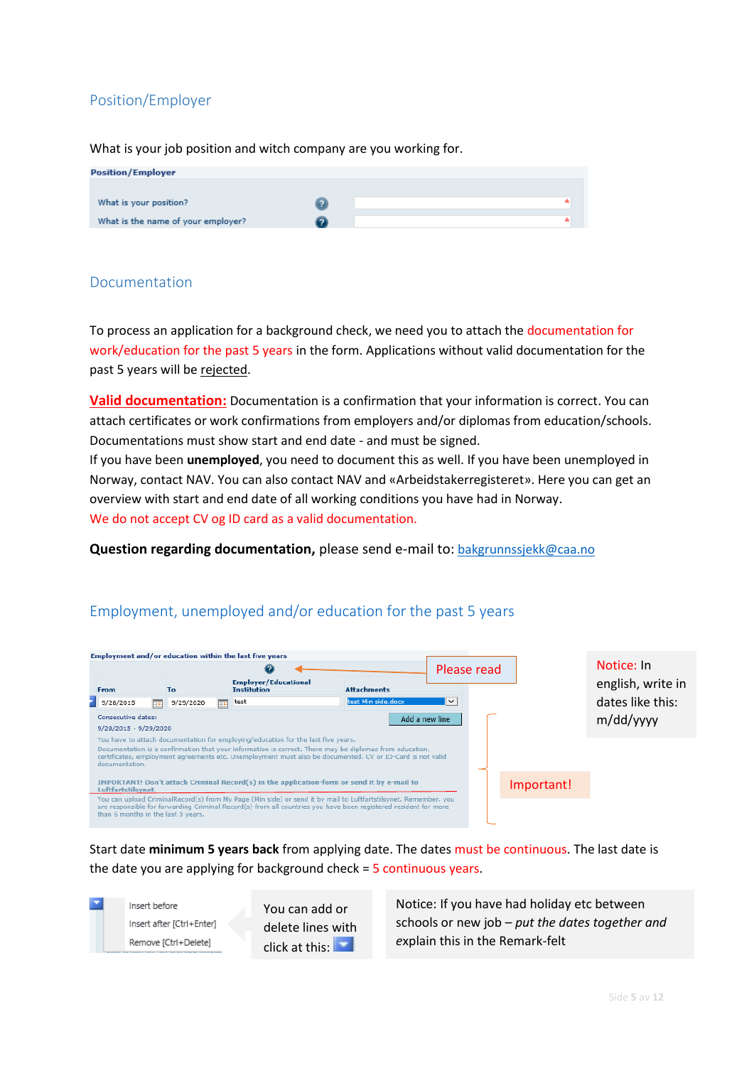## Position/Employer

What is your job position and witch company are you working for.

**Position/Employer**

| | |
|---|---|
| What is your position? | * |
| What is the name of your employer? | * |

## Documentation

To process an application for a background check, we need you to attach the documentation for work/education for the past 5 years in the form. Applications without valid documentation for the past 5 years will be rejected.

**Valid documentation:** Documentation is a confirmation that your information is correct. You can attach certificates or work confirmations from employers and/or diplomas from education/schools. Documentations must show start and end date - and must be signed.
If you have been **unemployed**, you need to document this as well. If you have been unemployed in Norway, contact NAV. You can also contact NAV and «Arbeidstakerregisteret». Here you can get an overview with start and end date of all working conditions you have had in Norway.
We do not accept CV og ID card as a valid documentation.

**Question regarding documentation,** please send e-mail to: bakgrunnssjekk@caa.no

## Employment, unemployed and/or education for the past 5 years

**Employment and/or education within the last five years**

Please read

| From | To | Employer/Educational Institution | Attachments |
|---|---|---|---|
| 9/28/2015 | 9/29/2020 | test | test Min side.docx |

Add a new line

Consecutive dates:
9/28/2015 - 9/29/2020

You have to attach documentation for employing/education for the last five years.
Documentation is a confirmation that your information is correct. There may be diplomas from education, certificates, employment agreements etc. Unemployment must also be documented. CV or ID-Card is not valid documentation.

IMPORTANT! Don't attach Criminal Record(s) in the application-form or send it by e-mail to Luftfartstilsynet.
You can upload CriminalRecord(s) from My Page (Min side) or send it by mail to Luftfartstilsynet. Remember, you are responsible for forwarding Criminal Record(s) from all countries you have been registered resident for more than 6 months in the last 5 years.

Important!

Notice: In english, write in dates like this: m/dd/yyyy

Start date **minimum 5 years back** from applying date. The dates must be continuous. The last date is the date you are applying for background check = 5 continuous years.

- Insert before
- Insert after [Ctrl+Enter]
- Remove [Ctrl+Delete]

You can add or delete lines with click at this:

Notice: If you have had holiday etc between schools or new job – *put the dates together and explain this in the Remark-felt*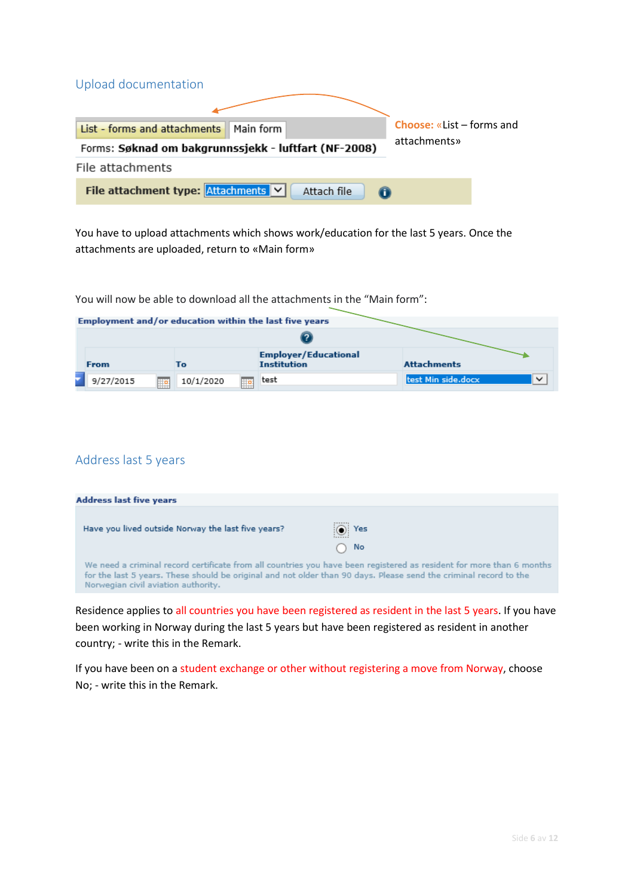## Upload documentation

List - forms and attachments | Main form

Forms: **Søknad om bakgrunnssjekk - luftfart (NF-2008)**

File attachments

**File attachment type:** Attachments | Attach file

Choose: «List – forms and attachments»

You have to upload attachments which shows work/education for the last 5 years. Once the attachments are uploaded, return to «Main form»

You will now be able to download all the attachments in the "Main form":

**Employment and/or education within the last five years**

| From | To | Employer/Educational Institution | Attachments |
|---|---|---|---|
| 9/27/2015 | 10/1/2020 | test | test Min side.docx |

## Address last 5 years

**Address last five years**

Have you lived outside Norway the last five years? (•) Yes ( ) No

We need a criminal record certificate from all countries you have been registered as resident for more than 6 months for the last 5 years. These should be original and not older than 90 days. Please send the criminal record to the Norwegian civil aviation authority.

Residence applies to all countries you have been registered as resident in the last 5 years. If you have been working in Norway during the last 5 years but have been registered as resident in another country; - write this in the Remark.

If you have been on a student exchange or other without registering a move from Norway, choose No; - write this in the Remark.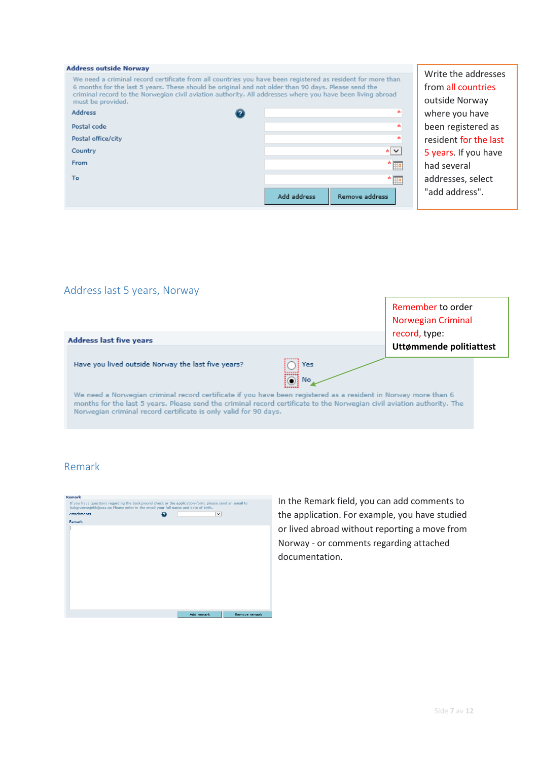**Address outside Norway**

We need a criminal record certificate from all countries you have been registered as resident for more than 6 months for the last 5 years. These should be original and not older than 90 days. Please send the criminal record to the Norwegian civil aviation authority. All addresses where you have been living abroad must be provided.

| | |
|---|---|
| Address | * |
| Postal code | * |
| Postal office/city | * |
| Country | * |
| From | * |
| To | * |

Add address | Remove address

Write the addresses from all countries outside Norway where you have been registered as resident for the last 5 years. If you have had several addresses, select "add address".

## Address last 5 years, Norway

Remember to order Norwegian Criminal record, type: **Uttømmende politiattest**

**Address last five years**

Have you lived outside Norway the last five years? Yes / No

We need a Norwegian criminal record certificate if you have been registered as a resident in Norway more than 6 months for the last 5 years. Please send the criminal record certificate to the Norwegian civil aviation authority. The Norwegian criminal record certificate is only valid for 90 days.

## Remark

**Remark**

If you have questions regarding the background check or the application-form, please send an email to bakgrunnssjekk@caa.no Please enter in the email your full name and date of birth.

Attachments

Remark

Add remark | Remove remark

In the Remark field, you can add comments to the application. For example, you have studied or lived abroad without reporting a move from Norway - or comments regarding attached documentation.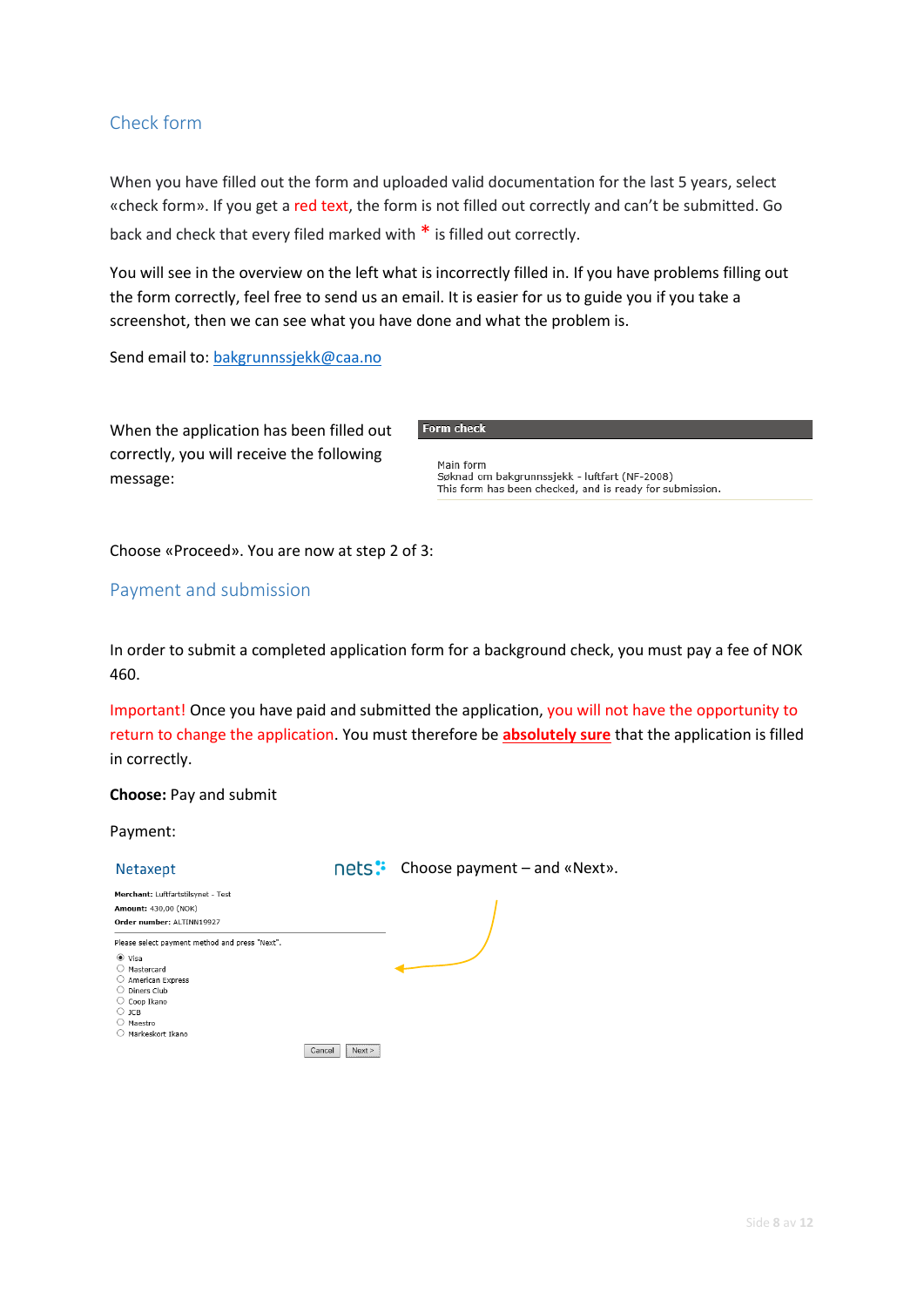## Check form

When you have filled out the form and uploaded valid documentation for the last 5 years, select «check form». If you get a red text, the form is not filled out correctly and can't be submitted. Go back and check that every filed marked with * is filled out correctly.

You will see in the overview on the left what is incorrectly filled in. If you have problems filling out the form correctly, feel free to send us an email. It is easier for us to guide you if you take a screenshot, then we can see what you have done and what the problem is.

Send email to: bakgrunnssjekk@caa.no

When the application has been filled out correctly, you will receive the following message:

**Form check**

Main form
Søknad om bakgrunnssjekk - luftfart (NF-2008)
This form has been checked, and is ready for submission.

Choose «Proceed». You are now at step 2 of 3:

## Payment and submission

In order to submit a completed application form for a background check, you must pay a fee of NOK 460.

Important! Once you have paid and submitted the application, you will not have the opportunity to return to change the application. You must therefore be **absolutely sure** that the application is filled in correctly.

**Choose:** Pay and submit

Payment:

Netaxept

**Merchant:** Luftfartstilsynet - Test
**Amount:** 430,00 (NOK)
**Order number:** ALTINN19927

Please select payment method and press "Next".

- Visa
- Mastercard
- American Express
- Diners Club
- Coop Ikano
- JCB
- Maestro
- Markeskort Ikano

Cancel | Next >

nets Choose payment – and «Next».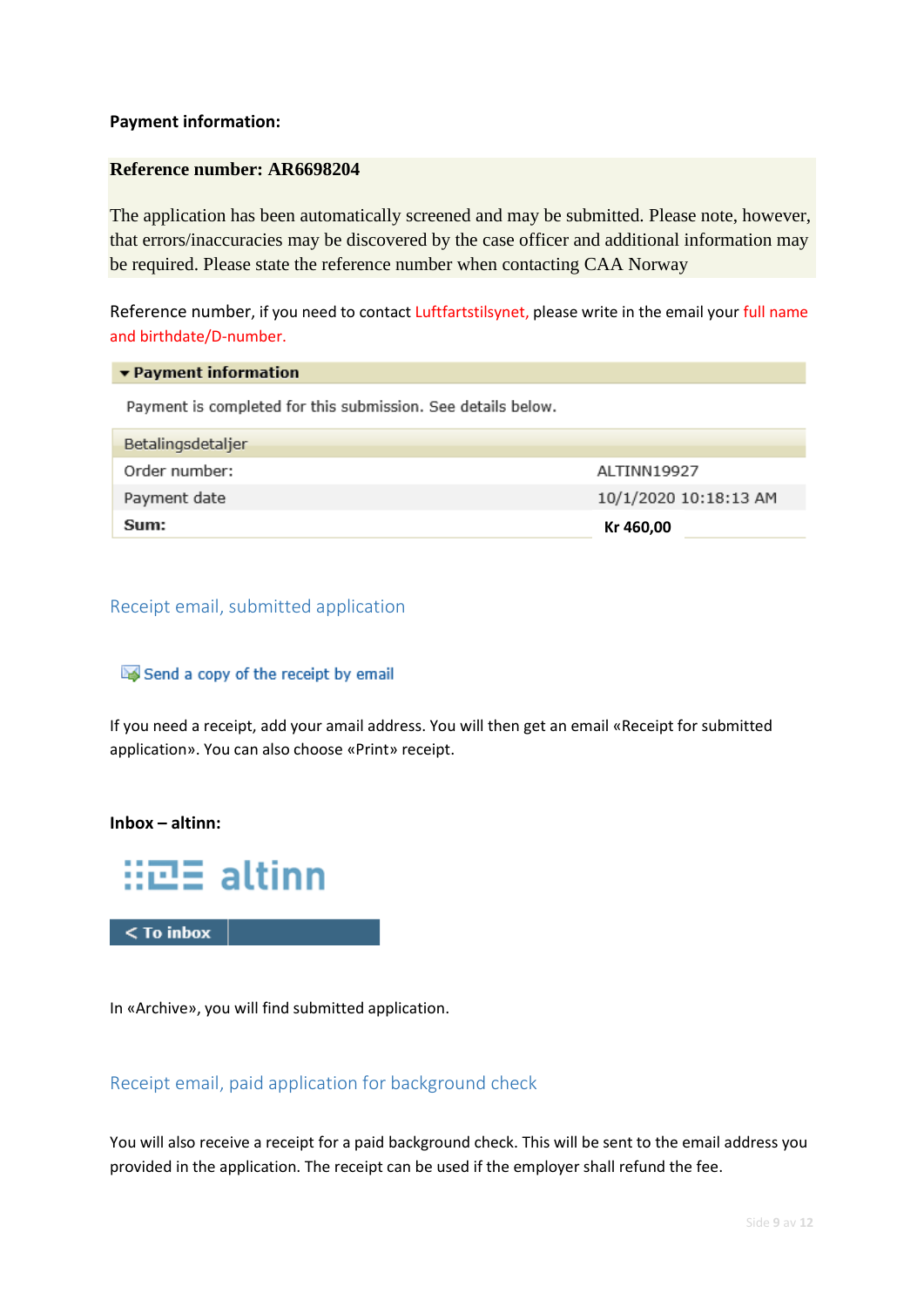**Payment information:**

**Reference number: AR6698204**

The application has been automatically screened and may be submitted. Please note, however, that errors/inaccuracies may be discovered by the case officer and additional information may be required. Please state the reference number when contacting CAA Norway

Reference number, if you need to contact Luftfartstilsynet, please write in the email your full name and birthdate/D-number.

**▾ Payment information**

Payment is completed for this submission. See details below.

| Betalingsdetaljer | |
|---|---|
| Order number: | ALTINN19927 |
| Payment date | 10/1/2020 10:18:13 AM |
| **Sum:** | **Kr 460,00** |

## Receipt email, submitted application

Send a copy of the receipt by email

If you need a receipt, add your email address. You will then get an email «Receipt for submitted application». You can also choose «Print» receipt.

**Inbox – altinn:**

altinn

< To inbox

In «Archive», you will find submitted application.

## Receipt email, paid application for background check

You will also receive a receipt for a paid background check. This will be sent to the email address you provided in the application. The receipt can be used if the employer shall refund the fee.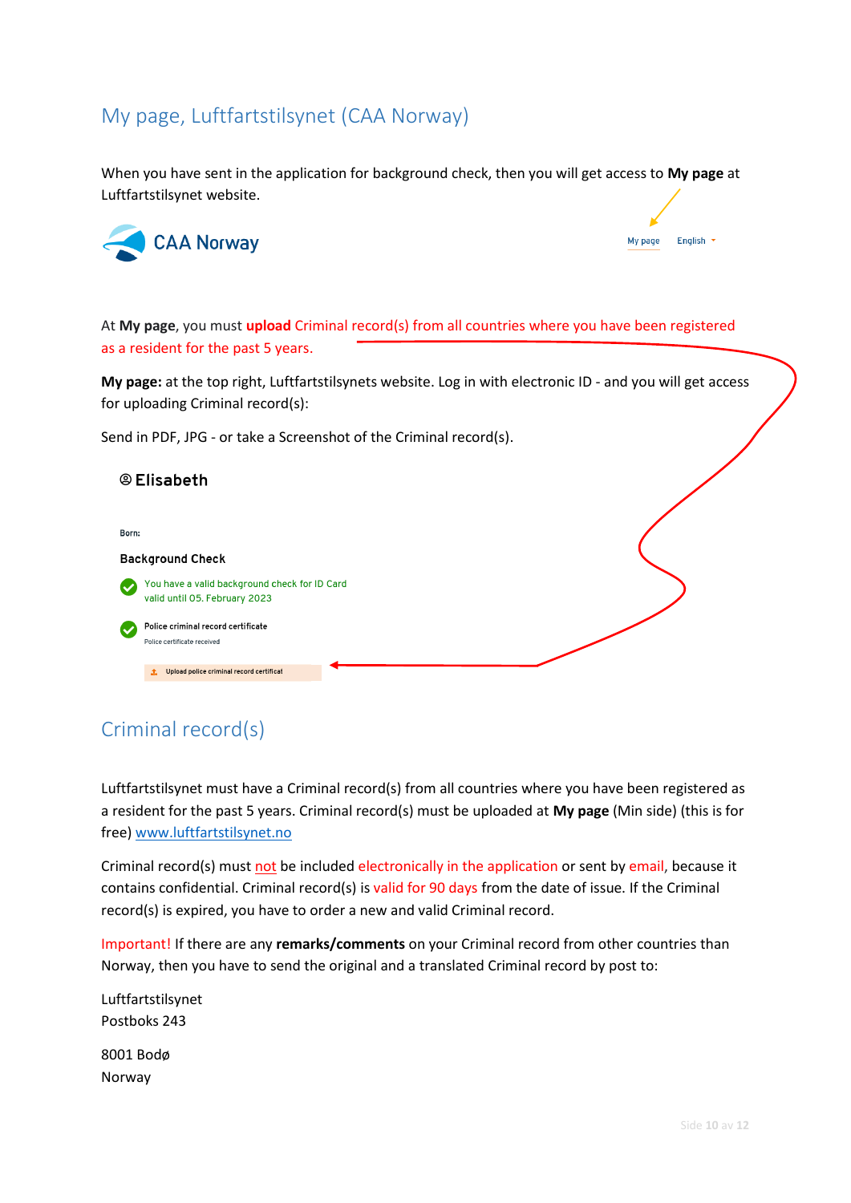# My page, Luftfartstilsynet (CAA Norway)

When you have sent in the application for background check, then you will get access to **My page** at Luftfartstilsynet website.

CAA Norway

My page English

At **My page**, you must **upload** Criminal record(s) from all countries where you have been registered as a resident for the past 5 years.

**My page:** at the top right, Luftfartstilsynets website. Log in with electronic ID - and you will get access for uploading Criminal record(s):

Send in PDF, JPG - or take a Screenshot of the Criminal record(s).

**Elisabeth**

Born:

**Background Check**

You have a valid background check for ID Card valid until 05. February 2023

Police criminal record certificate

Police certificate received

Upload police criminal record certificat

# Criminal record(s)

Luftfartstilsynet must have a Criminal record(s) from all countries where you have been registered as a resident for the past 5 years. Criminal record(s) must be uploaded at **My page** (Min side) (this is for free) www.luftfartstilsynet.no

Criminal record(s) must not be included electronically in the application or sent by email, because it contains confidential. Criminal record(s) is valid for 90 days from the date of issue. If the Criminal record(s) is expired, you have to order a new and valid Criminal record.

Important! If there are any **remarks/comments** on your Criminal record from other countries than Norway, then you have to send the original and a translated Criminal record by post to:

Luftfartstilsynet
Postboks 243

8001 Bodø
Norway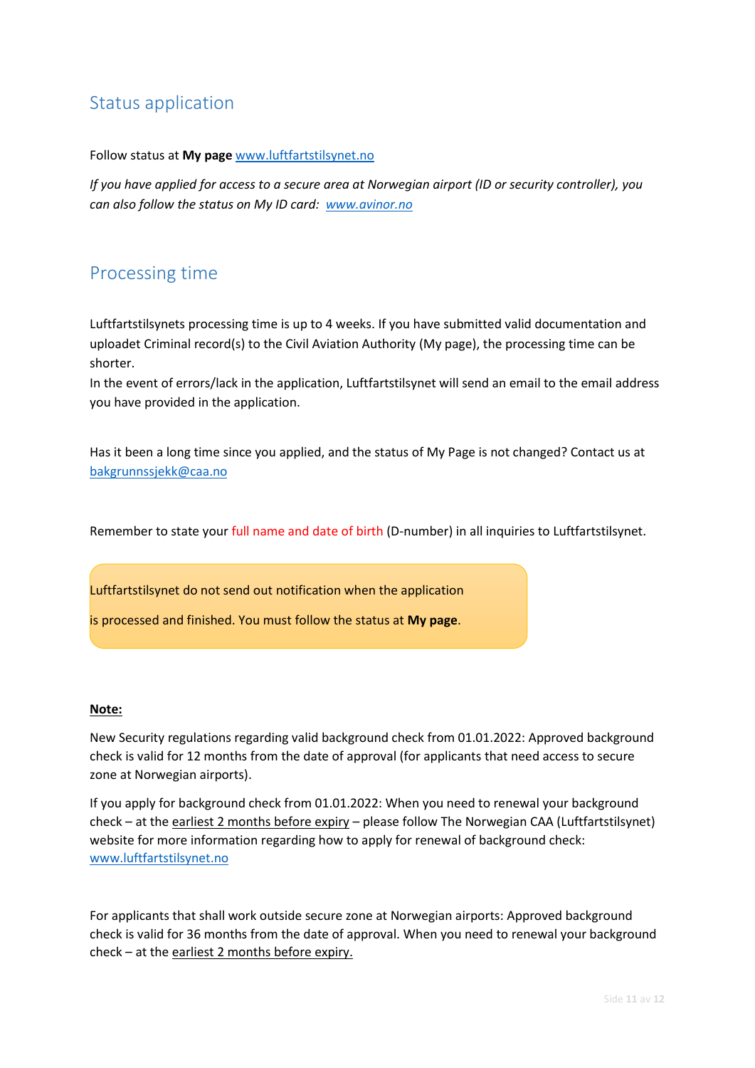## Status application

Follow status at **My page** www.luftfartstilsynet.no

*If you have applied for access to a secure area at Norwegian airport (ID or security controller), you can also follow the status on My ID card: www.avinor.no*

## Processing time

Luftfartstilsynets processing time is up to 4 weeks. If you have submitted valid documentation and uploadet Criminal record(s) to the Civil Aviation Authority (My page), the processing time can be shorter.
In the event of errors/lack in the application, Luftfartstilsynet will send an email to the email address you have provided in the application.

Has it been a long time since you applied, and the status of My Page is not changed? Contact us at bakgrunnssjekk@caa.no

Remember to state your full name and date of birth (D-number) in all inquiries to Luftfartstilsynet.

> Luftfartstilsynet do not send out notification when the application
>
> is processed and finished. You must follow the status at **My page**.

**Note:**

New Security regulations regarding valid background check from 01.01.2022: Approved background check is valid for 12 months from the date of approval (for applicants that need access to secure zone at Norwegian airports).

If you apply for background check from 01.01.2022: When you need to renewal your background check – at the earliest 2 months before expiry – please follow The Norwegian CAA (Luftfartstilsynet) website for more information regarding how to apply for renewal of background check: www.luftfartstilsynet.no

For applicants that shall work outside secure zone at Norwegian airports: Approved background check is valid for 36 months from the date of approval. When you need to renewal your background check – at the earliest 2 months before expiry.